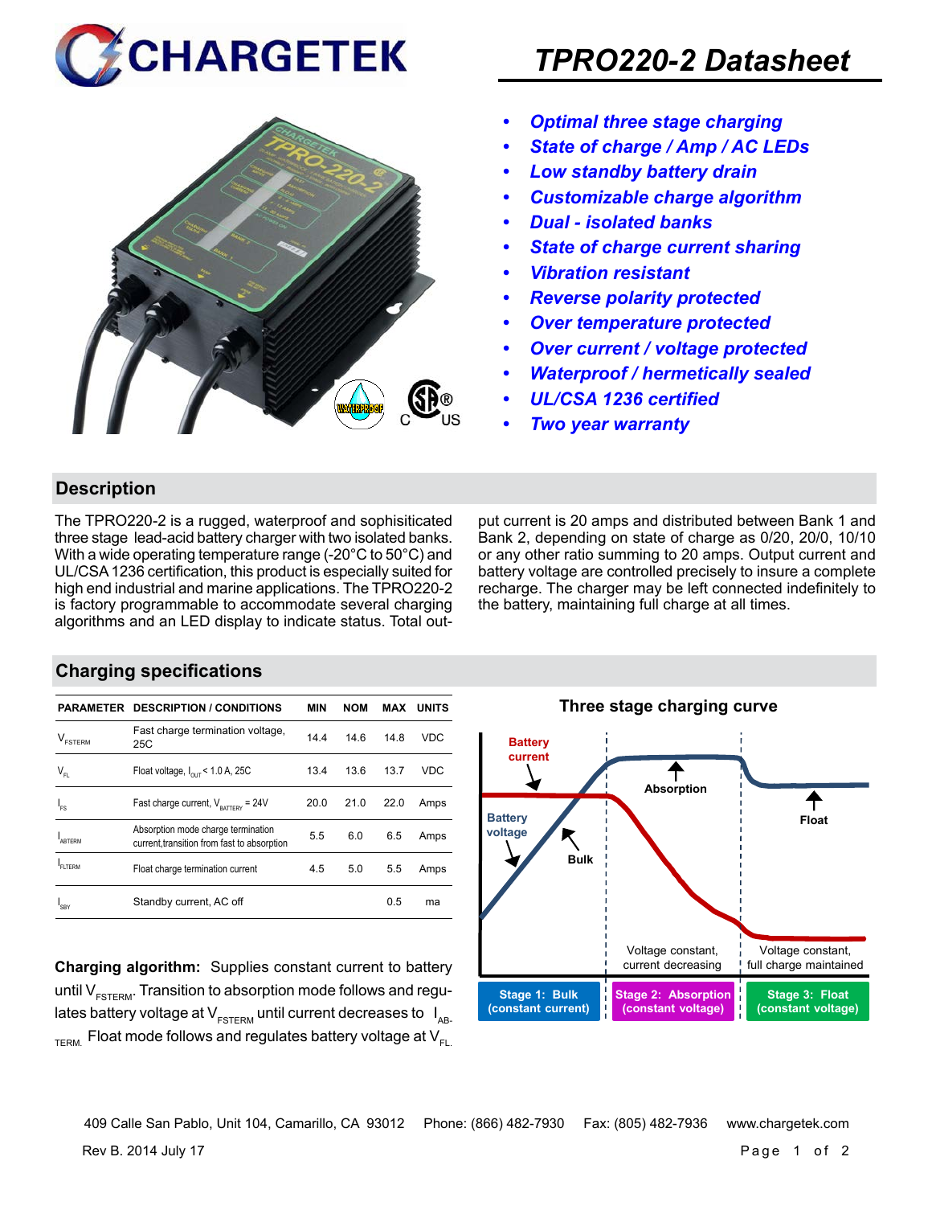# TPRO220-2 Datasheet

- *Optimal three stage charging*
- *State of charge / Amp / AC LEDs*
- *Low standby battery drain*
- *Customizable charge algorithm*
- *Dual - isolated banks*
- *State of charge current sharing*
- *Vibration resistant*
- *Reverse polarity protected*
- *Over temperature protected*
- *Over current / voltage protected*
- *Waterproof / hermetically sealed*
- *UL/CSA 1236 certified*
- *Two year warranty*

## Description

The TPRO220-2 is a rugged, waterproof and sophisiticated three stage lead-acid battery charger with two isolated banks. With a wide operating temperature range (-20°C to 50°C) and UL/CSA 1236 certification, this product is especially suited for high end industrial and marine applications. The TPRO220-2 is factory programmable to accommodate several charging algorithms and an LED display to indicate status. Total output current is 20 amps and distributed between Bank 1 and Bank 2, depending on state of charge as 0/20, 20/0, 10/10 or any other ratio summing to 20 amps. Output current and battery voltage are controlled precisely to insure a complete recharge. The charger may be left connected indefinitely to the battery, maintaining full charge at all times.

## Charging specifications

| PARAMETER | DESCRIPTION / CONDITIONS | MIN | NOM | MAX | UNITS |
|---|---|---|---|---|---|
| $V_{FSTERM}$ | Fast charge termination voltage, 25C | 14.4 | 14.6 | 14.8 | VDC |
| $V_{FL}$ | Float voltage, $I_{OUT}$ < 1.0 A, 25C | 13.4 | 13.6 | 13.7 | VDC |
| $I_{FS}$ | Fast charge current, $V_{BATTERY}$ = 24V | 20.0 | 21.0 | 22.0 | Amps |
| $I_{ABTERM}$ | Absorption mode charge termination current,transition from fast to absorption | 5.5 | 6.0 | 6.5 | Amps |
| $I_{FLTERM}$ | Float charge termination current | 4.5 | 5.0 | 5.5 | Amps |
| $I_{SBY}$ | Standby current, AC off | | | 0.5 | ma |

**Charging algorithm:** Supplies constant current to battery until $V_{FSTERM}$. Transition to absorption mode follows and regulates battery voltage at $V_{FSTERM}$ until current decreases to $I_{AB-TERM}$. Float mode follows and regulates battery voltage at $V_{FL}$.

**Three stage charging curve**

Battery current; Battery voltage; Bulk; Absorption; Float; Voltage constant, current decreasing; Voltage constant, full charge maintained

| Stage 1: Bulk (constant current) | Stage 2: Absorption (constant voltage) | Stage 3: Float (constant voltage) |
|---|---|---|

409 Calle San Pablo, Unit 104, Camarillo, CA 93012 Phone: (866) 482-7930 Fax: (805) 482-7936 www.chargetek.com

Rev B. 2014 July 17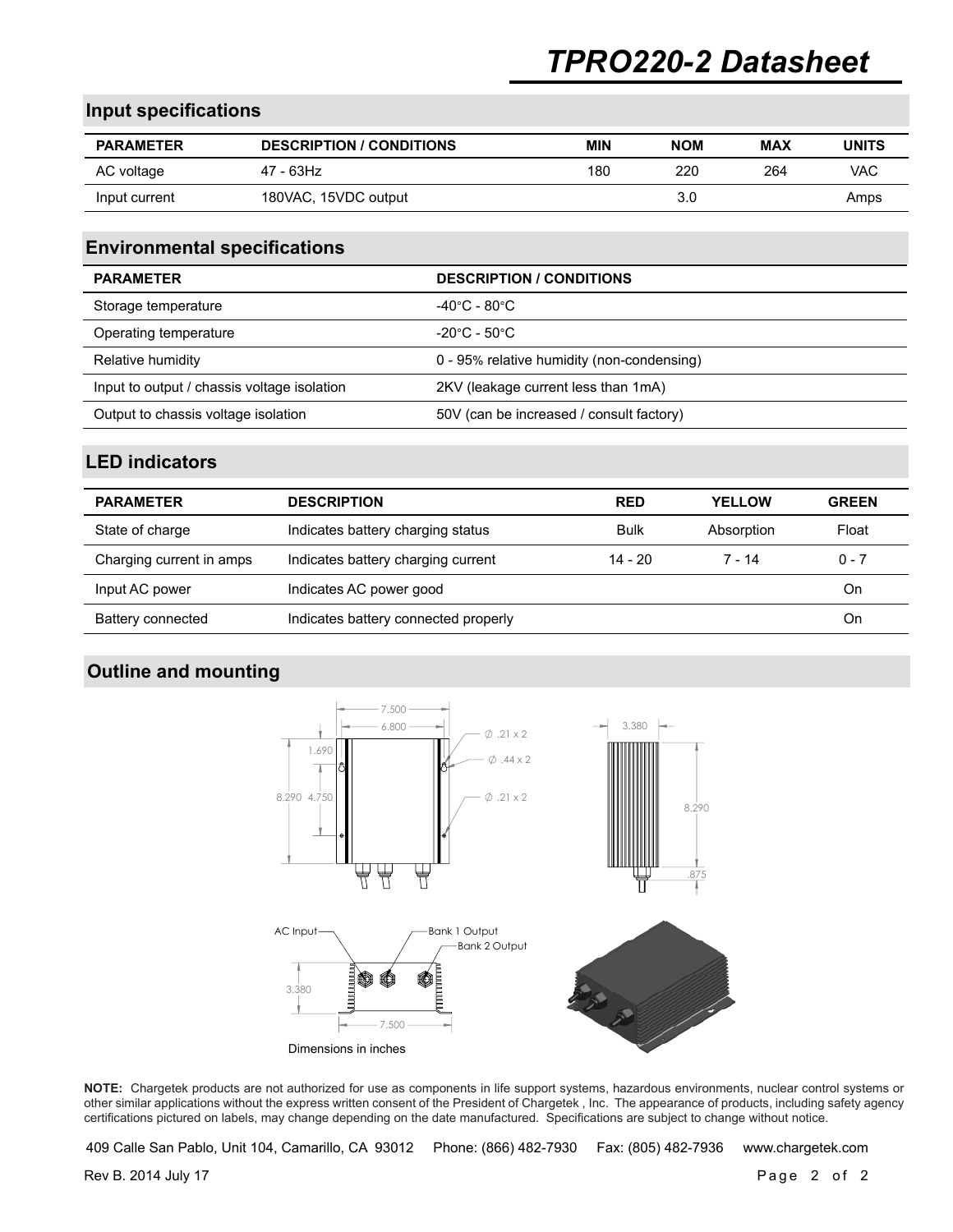# TPRO220-2 Datasheet

## Input specifications

| PARAMETER | DESCRIPTION / CONDITIONS | MIN | NOM | MAX | UNITS |
|---|---|---|---|---|---|
| AC voltage | 47 - 63Hz | 180 | 220 | 264 | VAC |
| Input current | 180VAC, 15VDC output | | 3.0 | | Amps |

## Environmental specifications

| PARAMETER | DESCRIPTION / CONDITIONS |
|---|---|
| Storage temperature | -40°C - 80°C |
| Operating temperature | -20°C - 50°C |
| Relative humidity | 0 - 95% relative humidity (non-condensing) |
| Input to output / chassis voltage isolation | 2KV (leakage current less than 1mA) |
| Output to chassis voltage isolation | 50V (can be increased / consult factory) |

## LED indicators

| PARAMETER | DESCRIPTION | RED | YELLOW | GREEN |
|---|---|---|---|---|
| State of charge | Indicates battery charging status | Bulk | Absorption | Float |
| Charging current in amps | Indicates battery charging current | 14 - 20 | 7 - 14 | 0 - 7 |
| Input AC power | Indicates AC power good | | | On |
| Battery connected | Indicates battery connected properly | | | On |

## Outline and mounting

7.500
6.800
1.690
8.290
4.750
∅ .21 x 2
∅ .44 x 2
∅ .21 x 2
3.380
8.290
.875
AC Input
Bank 1 Output
Bank 2 Output
3.380
7.500

Dimensions in inches

**NOTE:** Chargetek products are not authorized for use as components in life support systems, hazardous environments, nuclear control systems or other similar applications without the express written consent of the President of Chargetek , Inc. The appearance of products, including safety agency certifications pictured on labels, may change depending on the date manufactured. Specifications are subject to change without notice.

409 Calle San Pablo, Unit 104, Camarillo, CA 93012 Phone: (866) 482-7930 Fax: (805) 482-7936 www.chargetek.com

Rev B. 2014 July 17